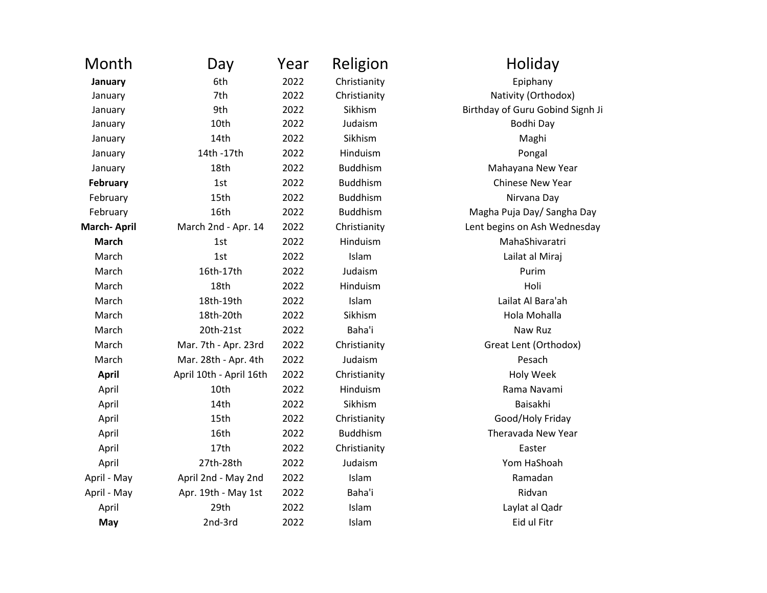| Month | Day | Year | Religion | Holiday |
|---|---|---|---|---|
| **January** | 6th | 2022 | Christianity | Epiphany |
| January | 7th | 2022 | Christianity | Nativity (Orthodox) |
| January | 9th | 2022 | Sikhism | Birthday of Guru Gobind Signh Ji |
| January | 10th | 2022 | Judaism | Bodhi Day |
| January | 14th | 2022 | Sikhism | Maghi |
| January | 14th -17th | 2022 | Hinduism | Pongal |
| January | 18th | 2022 | Buddhism | Mahayana New Year |
| **February** | 1st | 2022 | Buddhism | Chinese New Year |
| February | 15th | 2022 | Buddhism | Nirvana Day |
| February | 16th | 2022 | Buddhism | Magha Puja Day/ Sangha Day |
| **March- April** | March 2nd - Apr. 14 | 2022 | Christianity | Lent begins on Ash Wednesday |
| **March** | 1st | 2022 | Hinduism | MahaShivaratri |
| March | 1st | 2022 | Islam | Lailat al Miraj |
| March | 16th-17th | 2022 | Judaism | Purim |
| March | 18th | 2022 | Hinduism | Holi |
| March | 18th-19th | 2022 | Islam | Lailat Al Bara'ah |
| March | 18th-20th | 2022 | Sikhism | Hola Mohalla |
| March | 20th-21st | 2022 | Baha'i | Naw Ruz |
| March | Mar. 7th - Apr. 23rd | 2022 | Christianity | Great Lent (Orthodox) |
| March | Mar. 28th - Apr. 4th | 2022 | Judaism | Pesach |
| **April** | April 10th - April 16th | 2022 | Christianity | Holy Week |
| April | 10th | 2022 | Hinduism | Rama Navami |
| April | 14th | 2022 | Sikhism | Baisakhi |
| April | 15th | 2022 | Christianity | Good/Holy Friday |
| April | 16th | 2022 | Buddhism | Theravada New Year |
| April | 17th | 2022 | Christianity | Easter |
| April | 27th-28th | 2022 | Judaism | Yom HaShoah |
| April - May | April 2nd - May 2nd | 2022 | Islam | Ramadan |
| April - May | Apr. 19th - May 1st | 2022 | Baha'i | Ridvan |
| April | 29th | 2022 | Islam | Laylat al Qadr |
| **May** | 2nd-3rd | 2022 | Islam | Eid ul Fitr |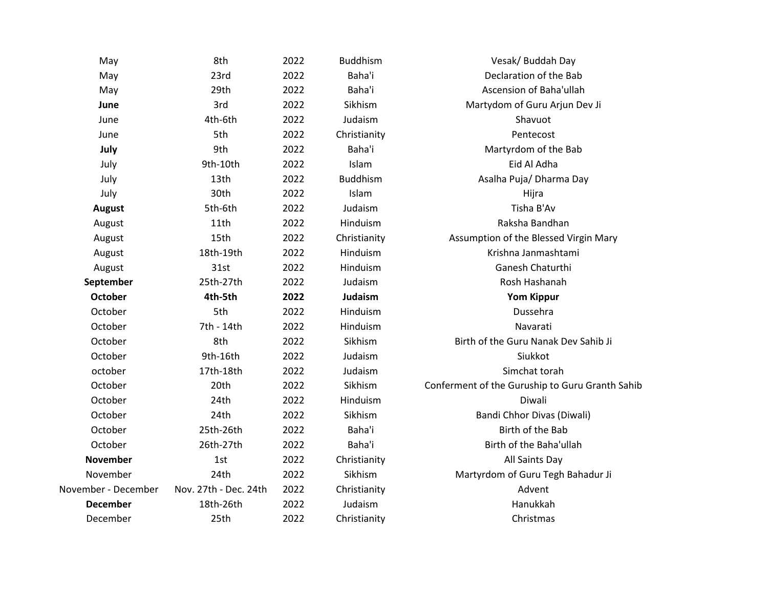| | | | | |
|---|---|---|---|---|
| May | 8th | 2022 | Buddhism | Vesak/ Buddah Day |
| May | 23rd | 2022 | Baha'i | Declaration of the Bab |
| May | 29th | 2022 | Baha'i | Ascension of Baha'ullah |
| **June** | 3rd | 2022 | Sikhism | Martydom of Guru Arjun Dev Ji |
| June | 4th-6th | 2022 | Judaism | Shavuot |
| June | 5th | 2022 | Christianity | Pentecost |
| **July** | 9th | 2022 | Baha'i | Martyrdom of the Bab |
| July | 9th-10th | 2022 | Islam | Eid Al Adha |
| July | 13th | 2022 | Buddhism | Asalha Puja/ Dharma Day |
| July | 30th | 2022 | Islam | Hijra |
| **August** | 5th-6th | 2022 | Judaism | Tisha B'Av |
| August | 11th | 2022 | Hinduism | Raksha Bandhan |
| August | 15th | 2022 | Christianity | Assumption of the Blessed Virgin Mary |
| August | 18th-19th | 2022 | Hinduism | Krishna Janmashtami |
| August | 31st | 2022 | Hinduism | Ganesh Chaturthi |
| **September** | 25th-27th | 2022 | Judaism | Rosh Hashanah |
| **October** | **4th-5th** | **2022** | **Judaism** | **Yom Kippur** |
| October | 5th | 2022 | Hinduism | Dussehra |
| October | 7th - 14th | 2022 | Hinduism | Navarati |
| October | 8th | 2022 | Sikhism | Birth of the Guru Nanak Dev Sahib Ji |
| October | 9th-16th | 2022 | Judaism | Siukkot |
| october | 17th-18th | 2022 | Judaism | Simchat torah |
| October | 20th | 2022 | Sikhism | Conferment of the Guruship to Guru Granth Sahib |
| October | 24th | 2022 | Hinduism | Diwali |
| October | 24th | 2022 | Sikhism | Bandi Chhor Divas (Diwali) |
| October | 25th-26th | 2022 | Baha'i | Birth of the Bab |
| October | 26th-27th | 2022 | Baha'i | Birth of the Baha'ullah |
| **November** | 1st | 2022 | Christianity | All Saints Day |
| November | 24th | 2022 | Sikhism | Martyrdom of Guru Tegh Bahadur Ji |
| November - December | Nov. 27th - Dec. 24th | 2022 | Christianity | Advent |
| **December** | 18th-26th | 2022 | Judaism | Hanukkah |
| December | 25th | 2022 | Christianity | Christmas |